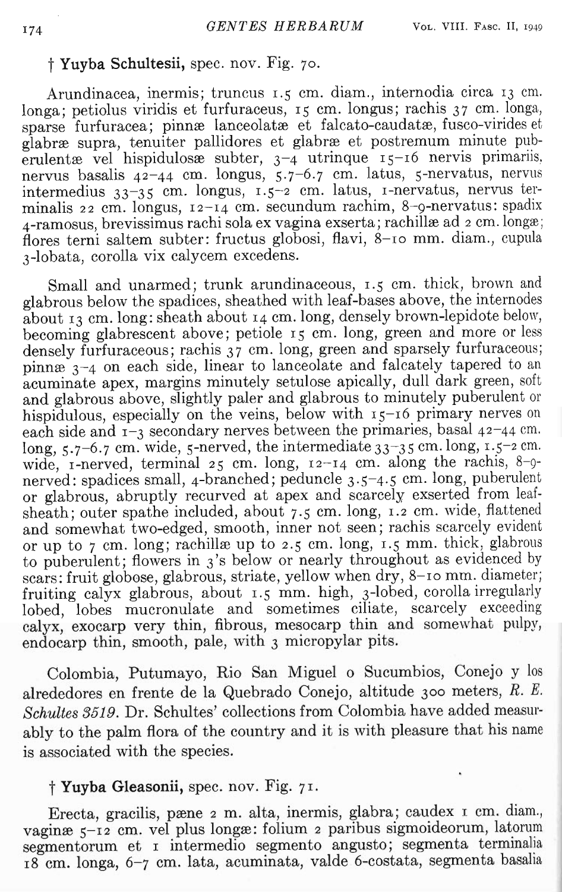† **Yuyba Schultesii,** spec. nov. Fig. 70.

Arundinacea, inermis; truncus 1.5 cm. diam., internodia circa 13 cm. longa; petiolus viridis et furfuraceus, 15 cm. longus; rachis 37 cm. longa, sparse furfuracea; pinnæ lanceolatæ et falcato-caudatæ, fusco-virides et glabræ supra, tenuiter pallidores et glabræ et postremum minute puberulentæ vel hispidulosæ subter, 3–4 utrinque 15–16 nervis primariis, nervus basalis 42–44 cm. longus, 5.7–6.7 cm. latus, 5-nervatus, nervus intermedius 33–35 cm. longus, 1.5–2 cm. latus, 1-nervatus, nervus terminalis 22 cm. longus, 12–14 cm. secundum rachim, 8–9-nervatus: spadix 4-ramosus, brevissimus rachi sola ex vagina exserta; rachillæ ad 2 cm. longæ; flores terni saltem subter: fructus globosi, flavi, 8–10 mm. diam., cupula 3-lobata, corolla vix calycem excedens.

Small and unarmed; trunk arundinaceous, 1.5 cm. thick, brown and glabrous below the spadices, sheathed with leaf-bases above, the internodes about 13 cm. long: sheath about 14 cm. long, densely brown-lepidote below, becoming glabrescent above; petiole 15 cm. long, green and more or less densely furfuraceous; rachis 37 cm. long, green and sparsely furfuraceous; pinnæ 3–4 on each side, linear to lanceolate and falcately tapered to an acuminate apex, margins minutely setulose apically, dull dark green, soft and glabrous above, slightly paler and glabrous to minutely puberulent or hispidulous, especially on the veins, below with 15–16 primary nerves on each side and 1–3 secondary nerves between the primaries, basal 42–44 cm. long, 5.7–6.7 cm. wide, 5-nerved, the intermediate 33–35 cm. long, 1.5–2 cm. wide, 1-nerved, terminal 25 cm. long, 12–14 cm. along the rachis, 8–9-nerved: spadices small, 4-branched; peduncle 3.5–4.5 cm. long, puberulent or glabrous, abruptly recurved at apex and scarcely exserted from leaf-sheath; outer spathe included, about 7.5 cm. long, 1.2 cm. wide, flattened and somewhat two-edged, smooth, inner not seen; rachis scarcely evident or up to 7 cm. long; rachillæ up to 2.5 cm. long, 1.5 mm. thick, glabrous to puberulent; flowers in 3's below or nearly throughout as evidenced by scars: fruit globose, glabrous, striate, yellow when dry, 8–10 mm. diameter; fruiting calyx glabrous, about 1.5 mm. high, 3-lobed, corolla irregularly lobed, lobes mucronulate and sometimes ciliate, scarcely exceeding calyx, exocarp very thin, fibrous, mesocarp thin and somewhat pulpy, endocarp thin, smooth, pale, with 3 micropylar pits.

Colombia, Putumayo, Rio San Miguel o Sucumbios, Conejo y los alrededores en frente de la Quebrado Conejo, altitude 300 meters, *R. E. Schultes 3519*. Dr. Schultes' collections from Colombia have added measurably to the palm flora of the country and it is with pleasure that his name is associated with the species.

† **Yuyba Gleasonii,** spec. nov. Fig. 71.

Erecta, gracilis, pæne 2 m. alta, inermis, glabra; caudex 1 cm. diam., vaginæ 5–12 cm. vel plus longæ: folium 2 paribus sigmoideorum, latorum segmentorum et 1 intermedio segmento angusto; segmenta terminalia 18 cm. longa, 6–7 cm. lata, acuminata, valde 6-costata, segmenta basalia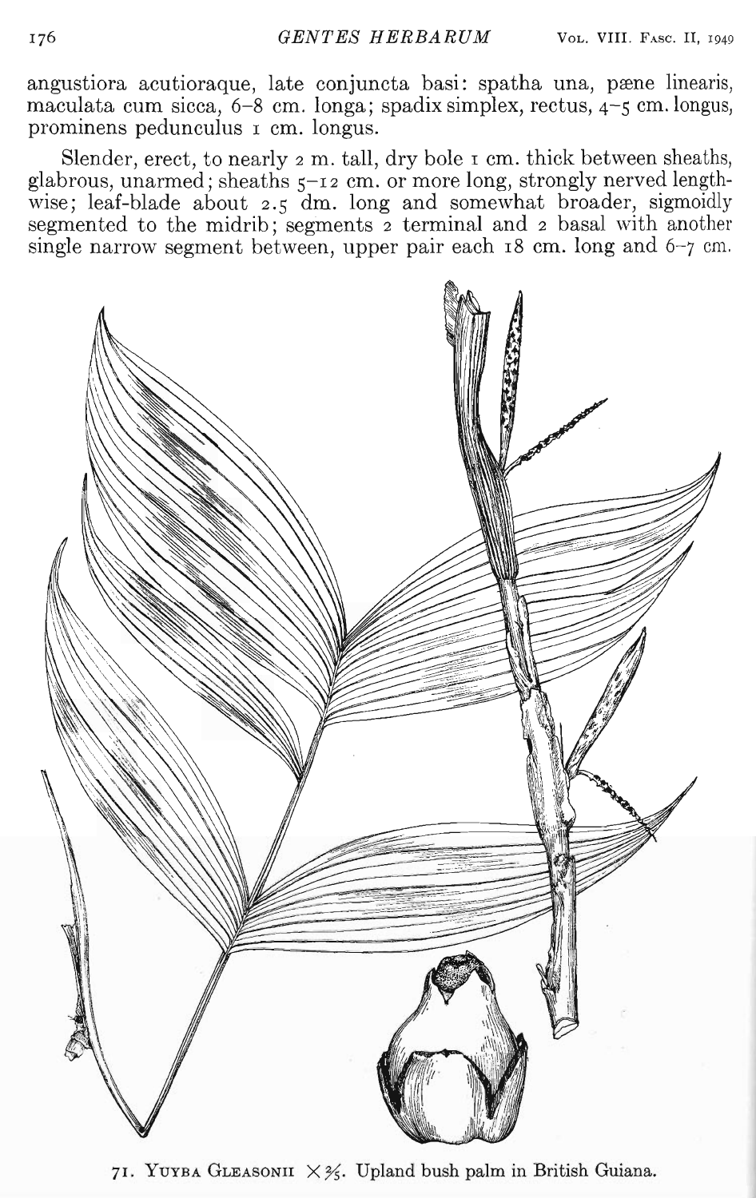angustiora acutioraque, late conjuncta basi: spatha una, pæne linearis, maculata cum sicca, 6–8 cm. longa; spadix simplex, rectus, 4–5 cm. longus, prominens pedunculus 1 cm. longus.

Slender, erect, to nearly 2 m. tall, dry bole 1 cm. thick between sheaths, glabrous, unarmed; sheaths 5–12 cm. or more long, strongly nerved lengthwise; leaf-blade about 2.5 dm. long and somewhat broader, sigmoidly segmented to the midrib; segments 2 terminal and 2 basal with another single narrow segment between, upper pair each 18 cm. long and 6–7 cm.

71. YUYBA GLEASONII × ⅔. Upland bush palm in British Guiana.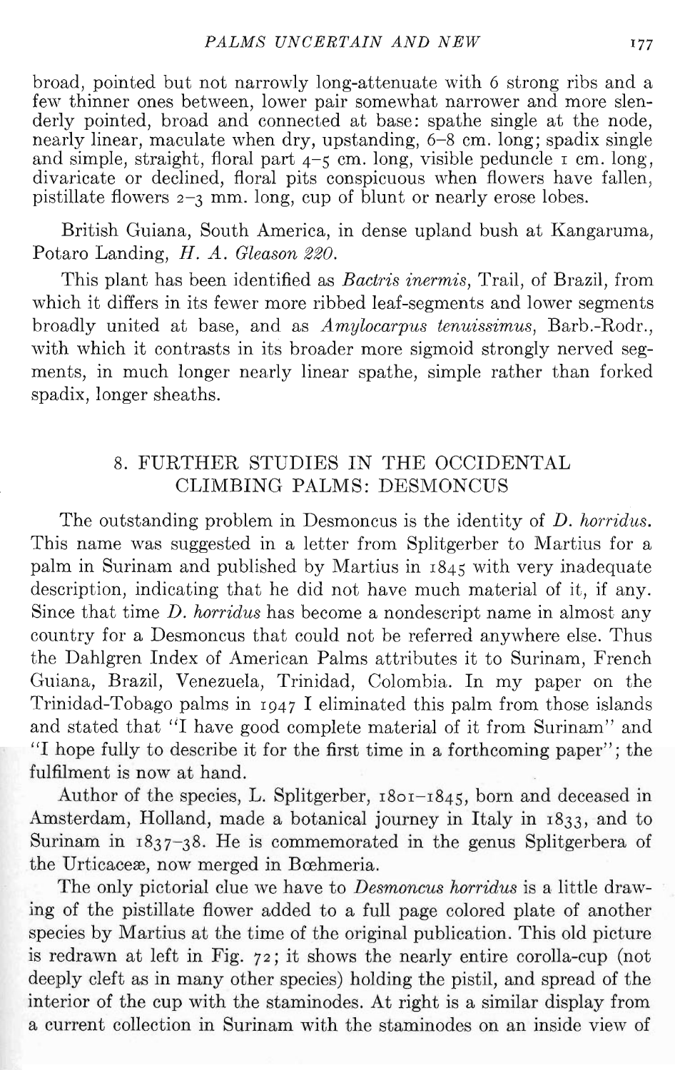broad, pointed but not narrowly long-attenuate with 6 strong ribs and a few thinner ones between, lower pair somewhat narrower and more slenderly pointed, broad and connected at base: spathe single at the node, nearly linear, maculate when dry, upstanding, 6–8 cm. long; spadix single and simple, straight, floral part 4–5 cm. long, visible peduncle 1 cm. long, divaricate or declined, floral pits conspicuous when flowers have fallen, pistillate flowers 2–3 mm. long, cup of blunt or nearly erose lobes.

British Guiana, South America, in dense upland bush at Kangaruma, Potaro Landing, *H. A. Gleason 220.*

This plant has been identified as *Bactris inermis*, Trail, of Brazil, from which it differs in its fewer more ribbed leaf-segments and lower segments broadly united at base, and as *Amylocarpus tenuissimus*, Barb.-Rodr., with which it contrasts in its broader more sigmoid strongly nerved segments, in much longer nearly linear spathe, simple rather than forked spadix, longer sheaths.

## 8. FURTHER STUDIES IN THE OCCIDENTAL CLIMBING PALMS: DESMONCUS

The outstanding problem in Desmoncus is the identity of *D. horridus*. This name was suggested in a letter from Splitgerber to Martius for a palm in Surinam and published by Martius in 1845 with very inadequate description, indicating that he did not have much material of it, if any. Since that time *D. horridus* has become a nondescript name in almost any country for a Desmoncus that could not be referred anywhere else. Thus the Dahlgren Index of American Palms attributes it to Surinam, French Guiana, Brazil, Venezuela, Trinidad, Colombia. In my paper on the Trinidad-Tobago palms in 1947 I eliminated this palm from those islands and stated that "I have good complete material of it from Surinam" and "I hope fully to describe it for the first time in a forthcoming paper"; the fulfilment is now at hand.

Author of the species, L. Splitgerber, 1801–1845, born and deceased in Amsterdam, Holland, made a botanical journey in Italy in 1833, and to Surinam in 1837–38. He is commemorated in the genus Splitgerbera of the Urticaceæ, now merged in Bœhmeria.

The only pictorial clue we have to *Desmoncus horridus* is a little drawing of the pistillate flower added to a full page colored plate of another species by Martius at the time of the original publication. This old picture is redrawn at left in Fig. 72; it shows the nearly entire corolla-cup (not deeply cleft as in many other species) holding the pistil, and spread of the interior of the cup with the staminodes. At right is a similar display from a current collection in Surinam with the staminodes on an inside view of